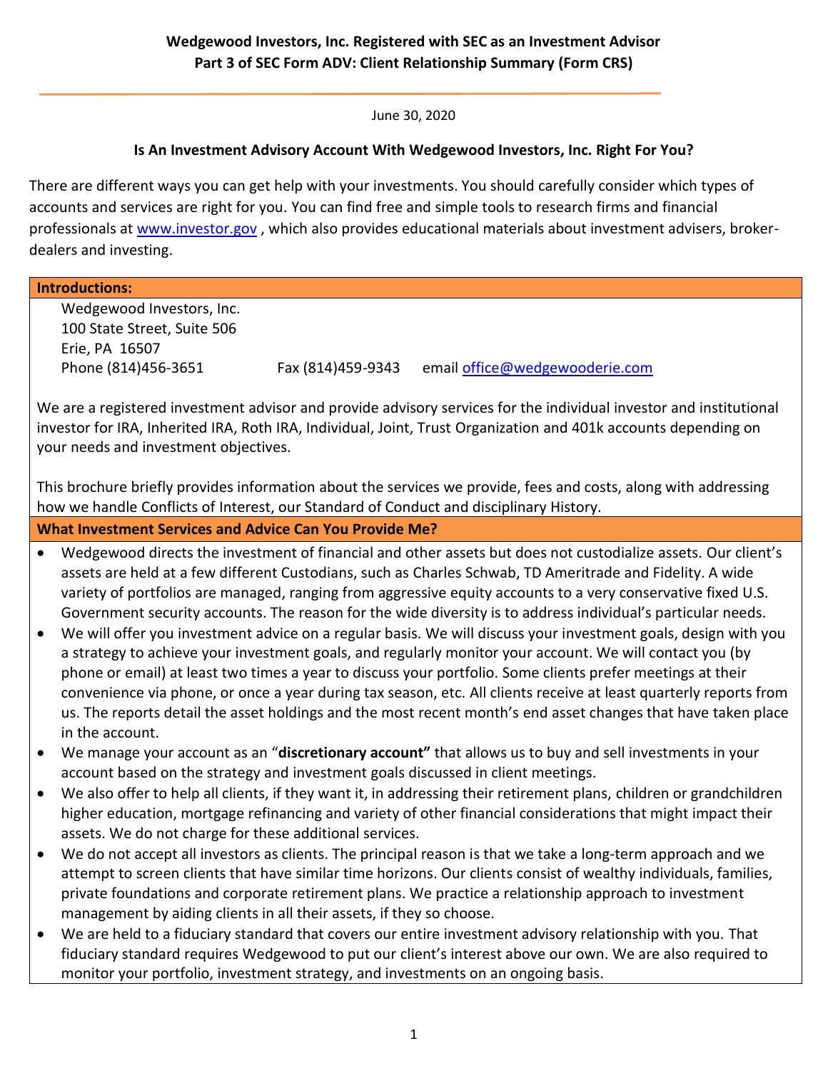**Wedgewood Investors, Inc. Registered with SEC as an Investment Advisor**
**Part 3 of SEC Form ADV: Client Relationship Summary (Form CRS)**

June 30, 2020

## Is An Investment Advisory Account With Wedgewood Investors, Inc. Right For You?

There are different ways you can get help with your investments. You should carefully consider which types of accounts and services are right for you. You can find free and simple tools to research firms and financial professionals at www.investor.gov , which also provides educational materials about investment advisers, broker-dealers and investing.

### Introductions:

Wedgewood Investors, Inc.
100 State Street, Suite 506
Erie, PA 16507
Phone (814)456-3651 Fax (814)459-9343 email office@wedgewooderie.com

We are a registered investment advisor and provide advisory services for the individual investor and institutional investor for IRA, Inherited IRA, Roth IRA, Individual, Joint, Trust Organization and 401k accounts depending on your needs and investment objectives.

This brochure briefly provides information about the services we provide, fees and costs, along with addressing how we handle Conflicts of Interest, our Standard of Conduct and disciplinary History.

### What Investment Services and Advice Can You Provide Me?

- Wedgewood directs the investment of financial and other assets but does not custodialize assets. Our client's assets are held at a few different Custodians, such as Charles Schwab, TD Ameritrade and Fidelity. A wide variety of portfolios are managed, ranging from aggressive equity accounts to a very conservative fixed U.S. Government security accounts. The reason for the wide diversity is to address individual's particular needs.
- We will offer you investment advice on a regular basis. We will discuss your investment goals, design with you a strategy to achieve your investment goals, and regularly monitor your account. We will contact you (by phone or email) at least two times a year to discuss your portfolio. Some clients prefer meetings at their convenience via phone, or once a year during tax season, etc. All clients receive at least quarterly reports from us. The reports detail the asset holdings and the most recent month's end asset changes that have taken place in the account.
- We manage your account as an "**discretionary account"** that allows us to buy and sell investments in your account based on the strategy and investment goals discussed in client meetings.
- We also offer to help all clients, if they want it, in addressing their retirement plans, children or grandchildren higher education, mortgage refinancing and variety of other financial considerations that might impact their assets. We do not charge for these additional services.
- We do not accept all investors as clients. The principal reason is that we take a long-term approach and we attempt to screen clients that have similar time horizons. Our clients consist of wealthy individuals, families, private foundations and corporate retirement plans. We practice a relationship approach to investment management by aiding clients in all their assets, if they so choose.
- We are held to a fiduciary standard that covers our entire investment advisory relationship with you. That fiduciary standard requires Wedgewood to put our client's interest above our own. We are also required to monitor your portfolio, investment strategy, and investments on an ongoing basis.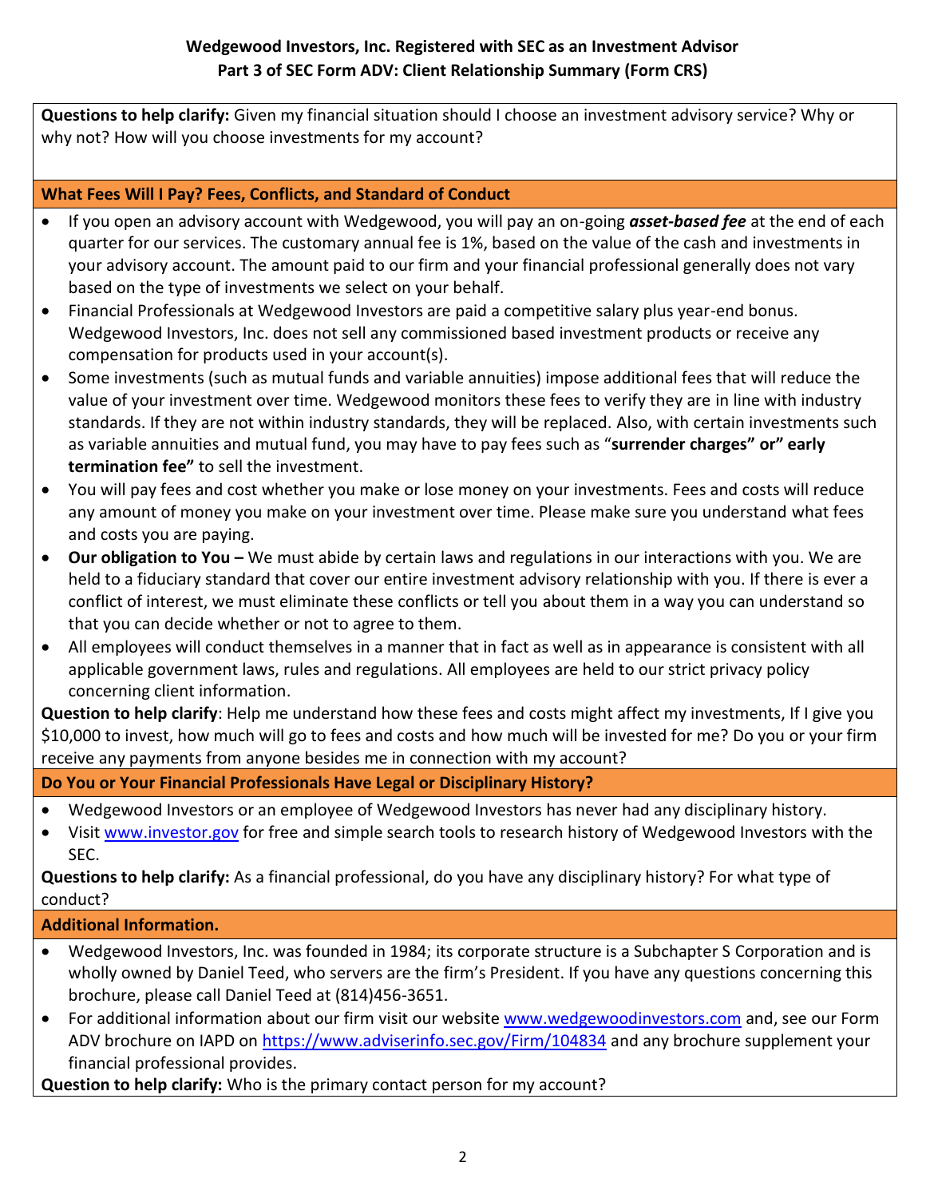**Wedgewood Investors, Inc. Registered with SEC as an Investment Advisor**
**Part 3 of SEC Form ADV: Client Relationship Summary (Form CRS)**

**Questions to help clarify:** Given my financial situation should I choose an investment advisory service? Why or why not? How will you choose investments for my account?

## What Fees Will I Pay? Fees, Conflicts, and Standard of Conduct

- If you open an advisory account with Wedgewood, you will pay an on-going ***asset-based fee*** at the end of each quarter for our services. The customary annual fee is 1%, based on the value of the cash and investments in your advisory account. The amount paid to our firm and your financial professional generally does not vary based on the type of investments we select on your behalf.
- Financial Professionals at Wedgewood Investors are paid a competitive salary plus year-end bonus. Wedgewood Investors, Inc. does not sell any commissioned based investment products or receive any compensation for products used in your account(s).
- Some investments (such as mutual funds and variable annuities) impose additional fees that will reduce the value of your investment over time. Wedgewood monitors these fees to verify they are in line with industry standards. If they are not within industry standards, they will be replaced. Also, with certain investments such as variable annuities and mutual fund, you may have to pay fees such as "**surrender charges" or" early termination fee"** to sell the investment.
- You will pay fees and cost whether you make or lose money on your investments. Fees and costs will reduce any amount of money you make on your investment over time. Please make sure you understand what fees and costs you are paying.
- **Our obligation to You –** We must abide by certain laws and regulations in our interactions with you. We are held to a fiduciary standard that cover our entire investment advisory relationship with you. If there is ever a conflict of interest, we must eliminate these conflicts or tell you about them in a way you can understand so that you can decide whether or not to agree to them.
- All employees will conduct themselves in a manner that in fact as well as in appearance is consistent with all applicable government laws, rules and regulations. All employees are held to our strict privacy policy concerning client information.

**Question to help clarify**: Help me understand how these fees and costs might affect my investments, If I give you $10,000 to invest, how much will go to fees and costs and how much will be invested for me? Do you or your firm receive any payments from anyone besides me in connection with my account?

## Do You or Your Financial Professionals Have Legal or Disciplinary History?

- Wedgewood Investors or an employee of Wedgewood Investors has never had any disciplinary history.
- Visit www.investor.gov for free and simple search tools to research history of Wedgewood Investors with the SEC.

**Questions to help clarify:** As a financial professional, do you have any disciplinary history? For what type of conduct?

## Additional Information.

- Wedgewood Investors, Inc. was founded in 1984; its corporate structure is a Subchapter S Corporation and is wholly owned by Daniel Teed, who servers are the firm's President. If you have any questions concerning this brochure, please call Daniel Teed at (814)456-3651.
- For additional information about our firm visit our website www.wedgewoodinvestors.com and, see our Form ADV brochure on IAPD on https://www.adviserinfo.sec.gov/Firm/104834 and any brochure supplement your financial professional provides.

**Question to help clarify:** Who is the primary contact person for my account?